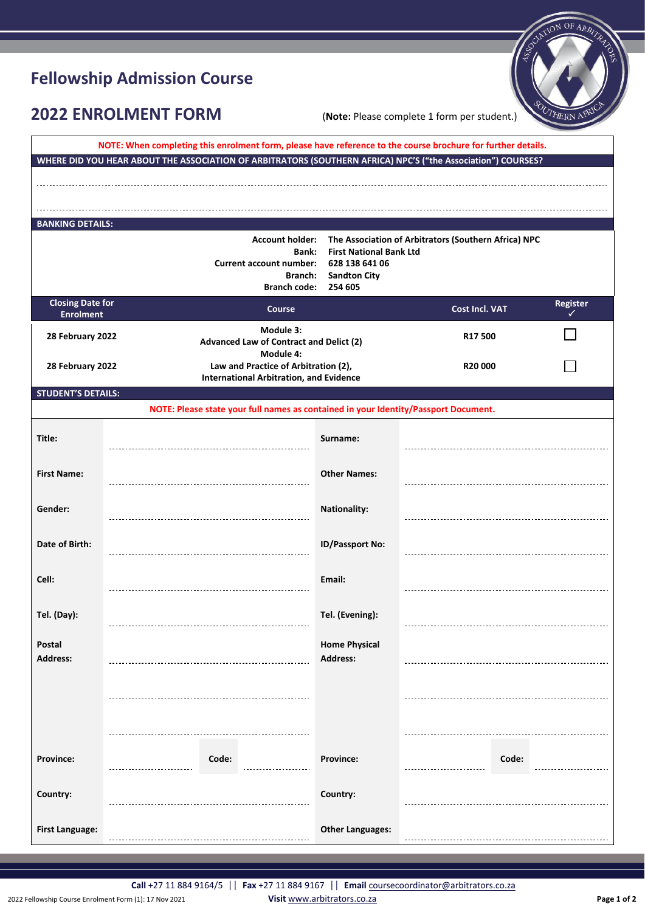# Fellowship Admission Course

## 2022 ENROLMENT FORM

(**Note:** Please complete 1 form per student.)

**NOTE: When completing this enrolment form, please have reference to the course brochure for further details.**

**WHERE DID YOU HEAR ABOUT THE ASSOCIATION OF ARBITRATORS (SOUTHERN AFRICA) NPC'S ("the Association") COURSES?**

**BANKING DETAILS:**

| | |
|---|---|
| **Account holder:** | **The Association of Arbitrators (Southern Africa) NPC** |
| **Bank:** | **First National Bank Ltd** |
| **Current account number:** | **628 138 641 06** |
| **Branch:** | **Sandton City** |
| **Branch code:** | **254 605** |

| Closing Date for Enrolment | Course | Cost Incl. VAT | Register ✓ |
|---|---|---|---|
| 28 February 2022 | Module 3: Advanced Law of Contract and Delict (2) | R17 500 | ☐ |
| 28 February 2022 | Module 4: Law and Practice of Arbitration (2), International Arbitration, and Evidence | R20 000 | ☐ |

**STUDENT'S DETAILS:**

**NOTE: Please state your full names as contained in your Identity/Passport Document.**

| | | | |
|---|---|---|---|
| **Title:** | | **Surname:** | |
| **First Name:** | | **Other Names:** | |
| **Gender:** | | **Nationality:** | |
| **Date of Birth:** | | **ID/Passport No:** | |
| **Cell:** | | **Email:** | |
| **Tel. (Day):** | | **Tel. (Evening):** | |
| **Postal Address:** | | **Home Physical Address:** | |
| **Province:** | **Code:** | **Province:** | **Code:** |
| **Country:** | | **Country:** | |
| **First Language:** | | **Other Languages:** | |

**Call** +27 11 884 9164/5 || **Fax** +27 11 884 9167 || **Email** coursecoordinator@arbitrators.co.za

**Visit** www.arbitrators.co.za

2022 Fellowship Course Enrolment Form (1): 17 Nov 2021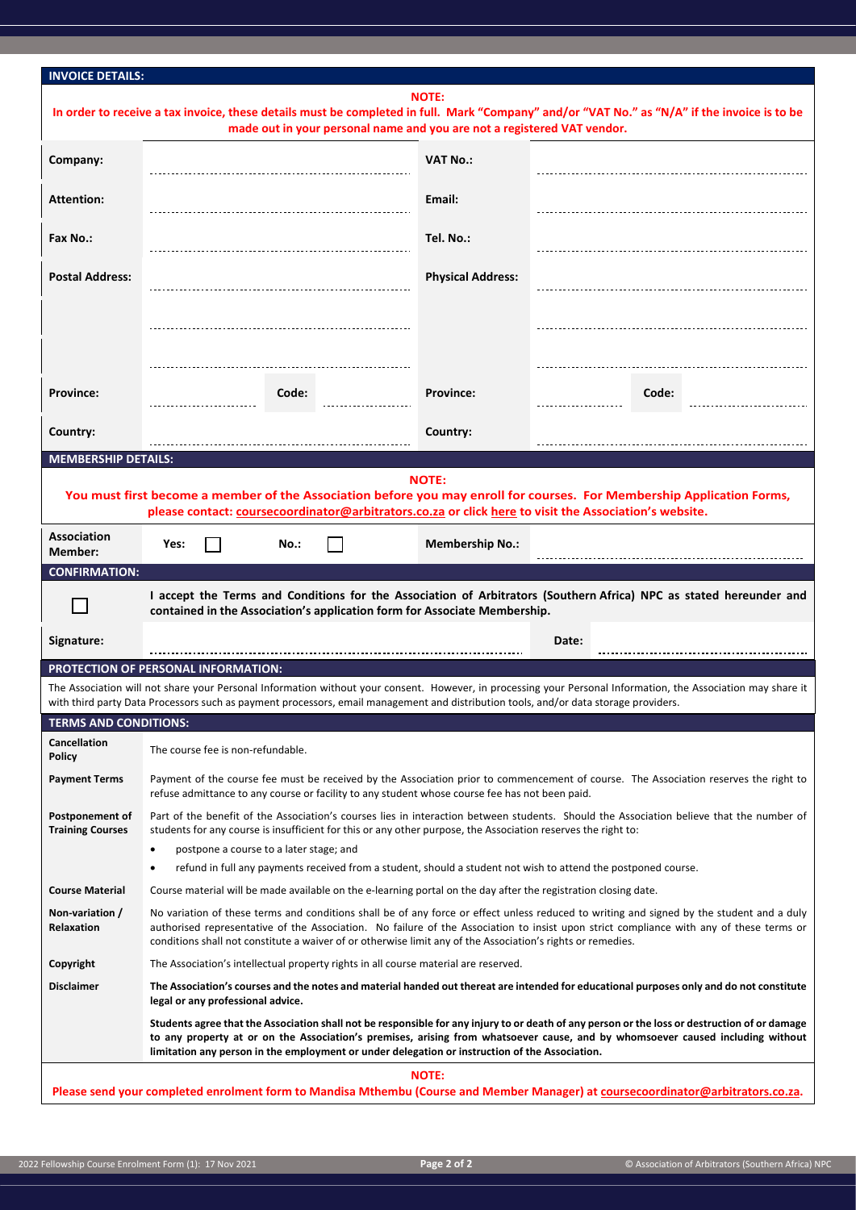## INVOICE DETAILS:

**NOTE:**
**In order to receive a tax invoice, these details must be completed in full. Mark "Company" and/or "VAT No." as "N/A" if the invoice is to be made out in your personal name and you are not a registered VAT vendor.**

| | | | |
|---|---|---|---|
| **Company:** | | **VAT No.:** | |
| **Attention:** | | **Email:** | |
| **Fax No.:** | | **Tel. No.:** | |
| **Postal Address:** | | **Physical Address:** | |
| **Province:** | **Code:** | **Province:** | **Code:** |
| **Country:** | | **Country:** | |

## MEMBERSHIP DETAILS:

**NOTE:**
**You must first become a member of the Association before you may enroll for courses. For Membership Application Forms, please contact: coursecoordinator@arbitrators.co.za or click here to visit the Association's website.**

| | | | | |
|---|---|---|---|---|
| **Association Member:** | **Yes:** ☐ | **No.:** ☐ | **Membership No.:** | |

## CONFIRMATION:

☐ **I accept the Terms and Conditions for the Association of Arbitrators (Southern Africa) NPC as stated hereunder and contained in the Association's application form for Associate Membership.**

| | | | |
|---|---|---|---|
| **Signature:** | | **Date:** | |

## PROTECTION OF PERSONAL INFORMATION:

The Association will not share your Personal Information without your consent. However, in processing your Personal Information, the Association may share it with third party Data Processors such as payment processors, email management and distribution tools, and/or data storage providers.

## TERMS AND CONDITIONS:

| | |
|---|---|
| **Cancellation Policy** | The course fee is non-refundable. |
| **Payment Terms** | Payment of the course fee must be received by the Association prior to commencement of course. The Association reserves the right to refuse admittance to any course or facility to any student whose course fee has not been paid. |
| **Postponement of Training Courses** | Part of the benefit of the Association's courses lies in interaction between students. Should the Association believe that the number of students for any course is insufficient for this or any other purpose, the Association reserves the right to:<br>• postpone a course to a later stage; and<br>• refund in full any payments received from a student, should a student not wish to attend the postponed course. |
| **Course Material** | Course material will be made available on the e-learning portal on the day after the registration closing date. |
| **Non-variation / Relaxation** | No variation of these terms and conditions shall be of any force or effect unless reduced to writing and signed by the student and a duly authorised representative of the Association. No failure of the Association to insist upon strict compliance with any of these terms or conditions shall not constitute a waiver of or otherwise limit any of the Association's rights or remedies. |
| **Copyright** | The Association's intellectual property rights in all course material are reserved. |
| **Disclaimer** | **The Association's courses and the notes and material handed out thereat are intended for educational purposes only and do not constitute legal or any professional advice.**<br>**Students agree that the Association shall not be responsible for any injury to or death of any person or the loss or destruction of or damage to any property at or on the Association's premises, arising from whatsoever cause, and by whomsoever caused including without limitation any person in the employment or under delegation or instruction of the Association.** |

**NOTE:**
**Please send your completed enrolment form to Mandisa Mthembu (Course and Member Manager) at coursecoordinator@arbitrators.co.za.**